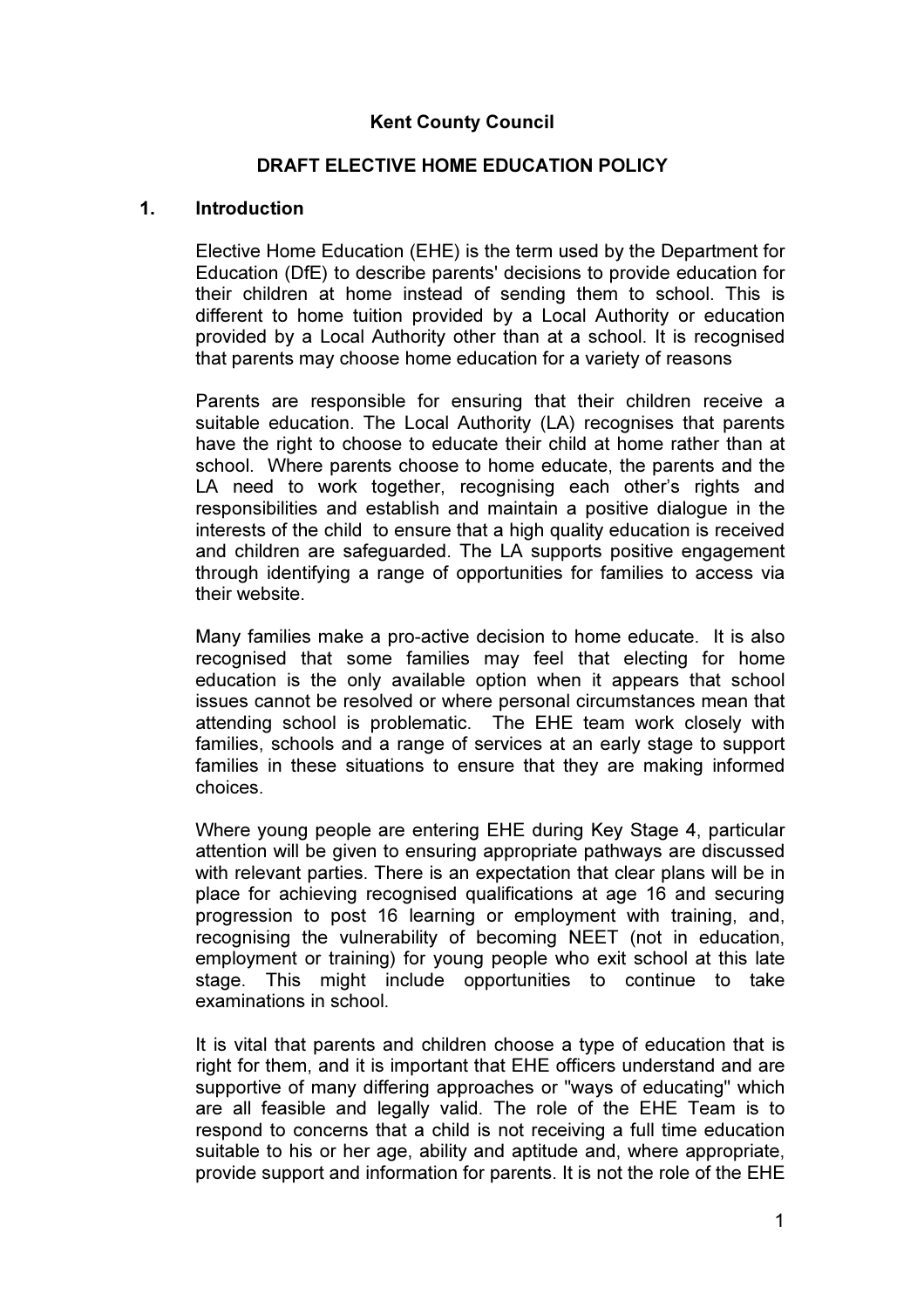**Kent County Council**

**DRAFT ELECTIVE HOME EDUCATION POLICY**

## 1. Introduction

Elective Home Education (EHE) is the term used by the Department for Education (DfE) to describe parents' decisions to provide education for their children at home instead of sending them to school. This is different to home tuition provided by a Local Authority or education provided by a Local Authority other than at a school. It is recognised that parents may choose home education for a variety of reasons

Parents are responsible for ensuring that their children receive a suitable education. The Local Authority (LA) recognises that parents have the right to choose to educate their child at home rather than at school. Where parents choose to home educate, the parents and the LA need to work together, recognising each other's rights and responsibilities and establish and maintain a positive dialogue in the interests of the child to ensure that a high quality education is received and children are safeguarded. The LA supports positive engagement through identifying a range of opportunities for families to access via their website.

Many families make a pro-active decision to home educate. It is also recognised that some families may feel that electing for home education is the only available option when it appears that school issues cannot be resolved or where personal circumstances mean that attending school is problematic. The EHE team work closely with families, schools and a range of services at an early stage to support families in these situations to ensure that they are making informed choices.

Where young people are entering EHE during Key Stage 4, particular attention will be given to ensuring appropriate pathways are discussed with relevant parties. There is an expectation that clear plans will be in place for achieving recognised qualifications at age 16 and securing progression to post 16 learning or employment with training, and, recognising the vulnerability of becoming NEET (not in education, employment or training) for young people who exit school at this late stage. This might include opportunities to continue to take examinations in school.

It is vital that parents and children choose a type of education that is right for them, and it is important that EHE officers understand and are supportive of many differing approaches or "ways of educating" which are all feasible and legally valid. The role of the EHE Team is to respond to concerns that a child is not receiving a full time education suitable to his or her age, ability and aptitude and, where appropriate, provide support and information for parents. It is not the role of the EHE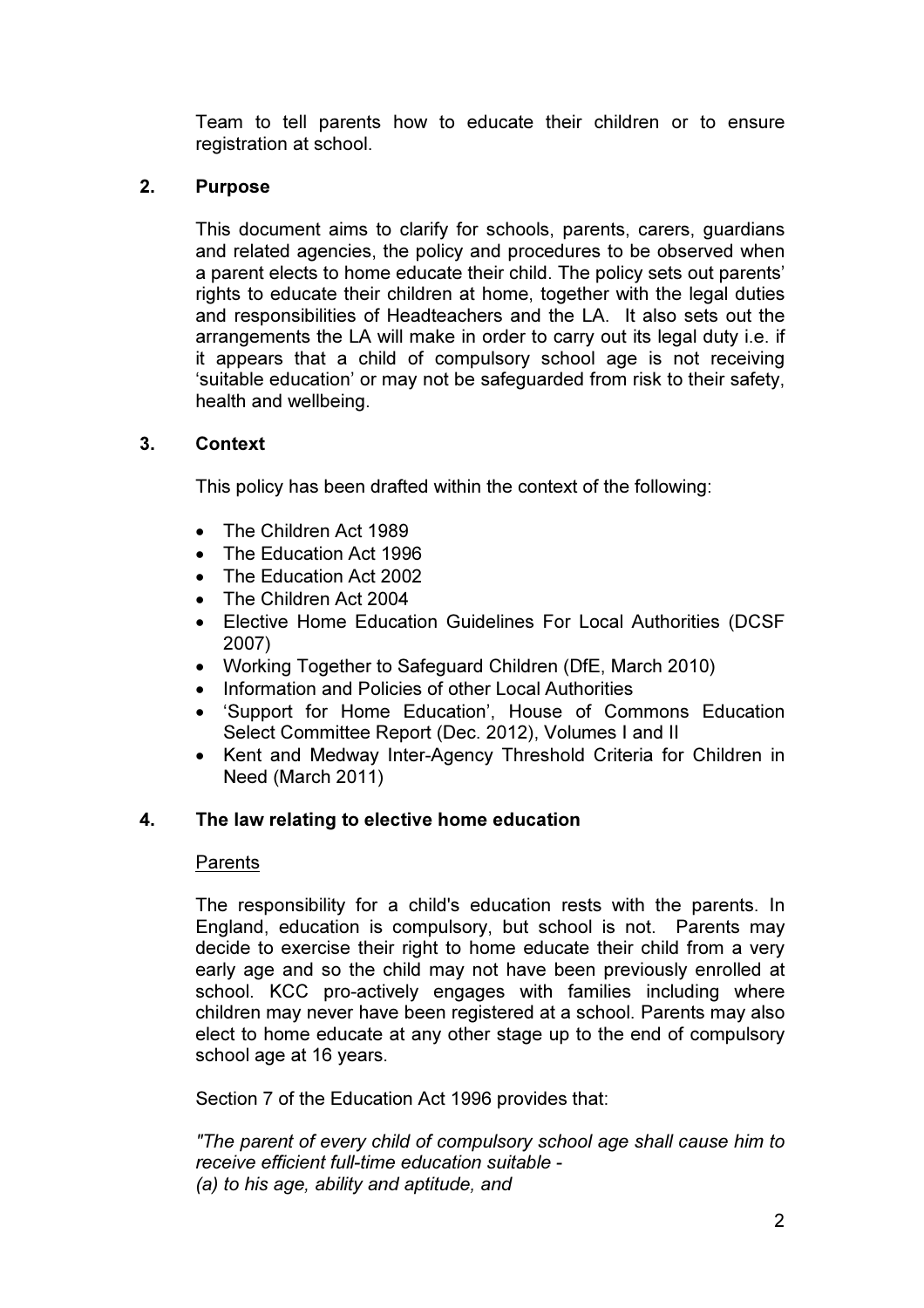Team to tell parents how to educate their children or to ensure registration at school.

## 2. Purpose

This document aims to clarify for schools, parents, carers, guardians and related agencies, the policy and procedures to be observed when a parent elects to home educate their child. The policy sets out parents' rights to educate their children at home, together with the legal duties and responsibilities of Headteachers and the LA. It also sets out the arrangements the LA will make in order to carry out its legal duty i.e. if it appears that a child of compulsory school age is not receiving 'suitable education' or may not be safeguarded from risk to their safety, health and wellbeing.

## 3. Context

This policy has been drafted within the context of the following:

- The Children Act 1989
- The Education Act 1996
- The Education Act 2002
- The Children Act 2004
- Elective Home Education Guidelines For Local Authorities (DCSF 2007)
- Working Together to Safeguard Children (DfE, March 2010)
- Information and Policies of other Local Authorities
- 'Support for Home Education', House of Commons Education Select Committee Report (Dec. 2012), Volumes I and II
- Kent and Medway Inter-Agency Threshold Criteria for Children in Need (March 2011)

## 4. The law relating to elective home education

<u>Parents</u>

The responsibility for a child's education rests with the parents. In England, education is compulsory, but school is not. Parents may decide to exercise their right to home educate their child from a very early age and so the child may not have been previously enrolled at school. KCC pro-actively engages with families including where children may never have been registered at a school. Parents may also elect to home educate at any other stage up to the end of compulsory school age at 16 years.

Section 7 of the Education Act 1996 provides that:

*"The parent of every child of compulsory school age shall cause him to receive efficient full-time education suitable -*
*(a) to his age, ability and aptitude, and*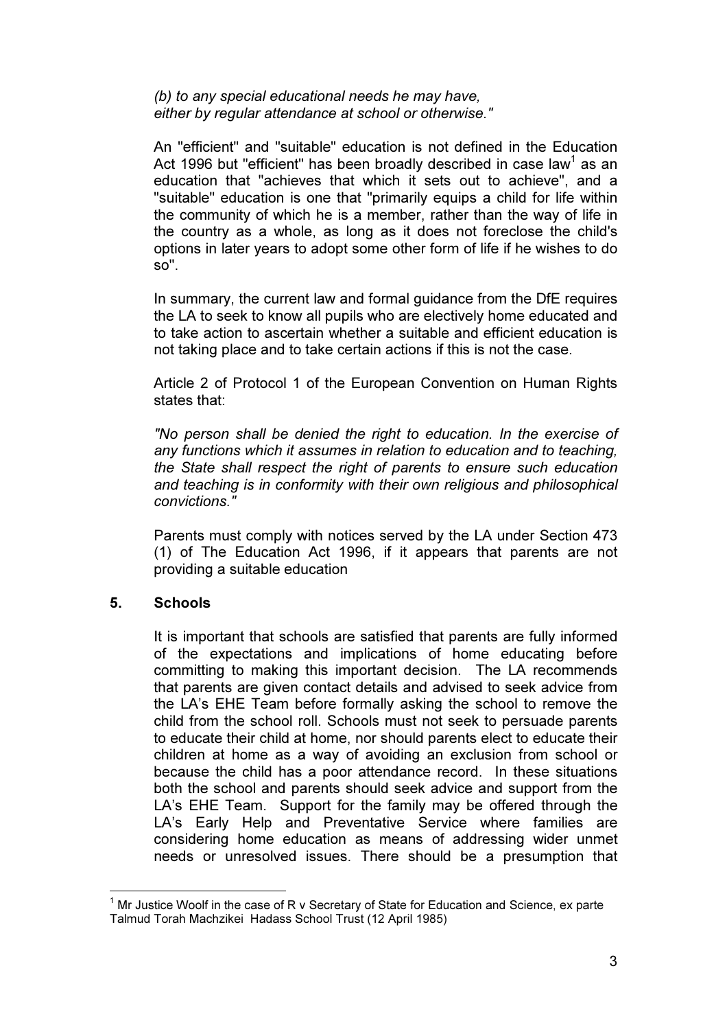*(b) to any special educational needs he may have, either by regular attendance at school or otherwise."*

An "efficient" and "suitable" education is not defined in the Education Act 1996 but "efficient" has been broadly described in case law[1] as an education that "achieves that which it sets out to achieve", and a "suitable" education is one that "primarily equips a child for life within the community of which he is a member, rather than the way of life in the country as a whole, as long as it does not foreclose the child's options in later years to adopt some other form of life if he wishes to do so".

In summary, the current law and formal guidance from the DfE requires the LA to seek to know all pupils who are electively home educated and to take action to ascertain whether a suitable and efficient education is not taking place and to take certain actions if this is not the case.

Article 2 of Protocol 1 of the European Convention on Human Rights states that:

*"No person shall be denied the right to education. In the exercise of any functions which it assumes in relation to education and to teaching, the State shall respect the right of parents to ensure such education and teaching is in conformity with their own religious and philosophical convictions."*

Parents must comply with notices served by the LA under Section 473 (1) of The Education Act 1996, if it appears that parents are not providing a suitable education

## 5. Schools

It is important that schools are satisfied that parents are fully informed of the expectations and implications of home educating before committing to making this important decision. The LA recommends that parents are given contact details and advised to seek advice from the LA's EHE Team before formally asking the school to remove the child from the school roll. Schools must not seek to persuade parents to educate their child at home, nor should parents elect to educate their children at home as a way of avoiding an exclusion from school or because the child has a poor attendance record. In these situations both the school and parents should seek advice and support from the LA's EHE Team. Support for the family may be offered through the LA's Early Help and Preventative Service where families are considering home education as means of addressing wider unmet needs or unresolved issues. There should be a presumption that

---

[1] Mr Justice Woolf in the case of R v Secretary of State for Education and Science, ex parte Talmud Torah Machzikei Hadass School Trust (12 April 1985)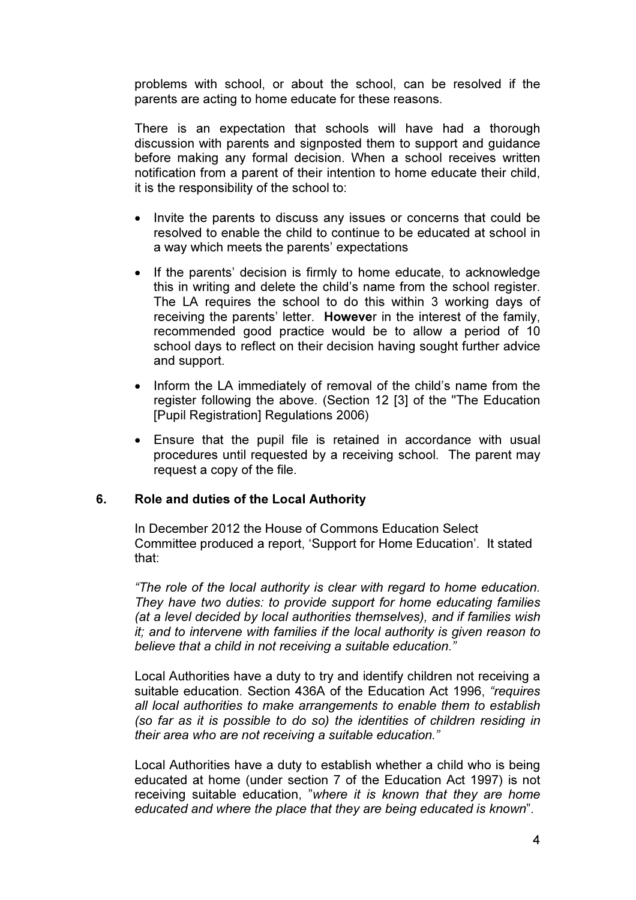problems with school, or about the school, can be resolved if the parents are acting to home educate for these reasons.

There is an expectation that schools will have had a thorough discussion with parents and signposted them to support and guidance before making any formal decision. When a school receives written notification from a parent of their intention to home educate their child, it is the responsibility of the school to:

- Invite the parents to discuss any issues or concerns that could be resolved to enable the child to continue to be educated at school in a way which meets the parents' expectations
- If the parents' decision is firmly to home educate, to acknowledge this in writing and delete the child's name from the school register. The LA requires the school to do this within 3 working days of receiving the parents' letter. **Howeve**r in the interest of the family, recommended good practice would be to allow a period of 10 school days to reflect on their decision having sought further advice and support.
- Inform the LA immediately of removal of the child's name from the register following the above. (Section 12 [3] of the "The Education [Pupil Registration] Regulations 2006)
- Ensure that the pupil file is retained in accordance with usual procedures until requested by a receiving school. The parent may request a copy of the file.

## 6. Role and duties of the Local Authority

In December 2012 the House of Commons Education Select Committee produced a report, 'Support for Home Education'. It stated that:

*"The role of the local authority is clear with regard to home education. They have two duties: to provide support for home educating families (at a level decided by local authorities themselves), and if families wish it; and to intervene with families if the local authority is given reason to believe that a child in not receiving a suitable education."*

Local Authorities have a duty to try and identify children not receiving a suitable education. Section 436A of the Education Act 1996, *"requires all local authorities to make arrangements to enable them to establish (so far as it is possible to do so) the identities of children residing in their area who are not receiving a suitable education."*

Local Authorities have a duty to establish whether a child who is being educated at home (under section 7 of the Education Act 1997) is not receiving suitable education, "*where it is known that they are home educated and where the place that they are being educated is known*".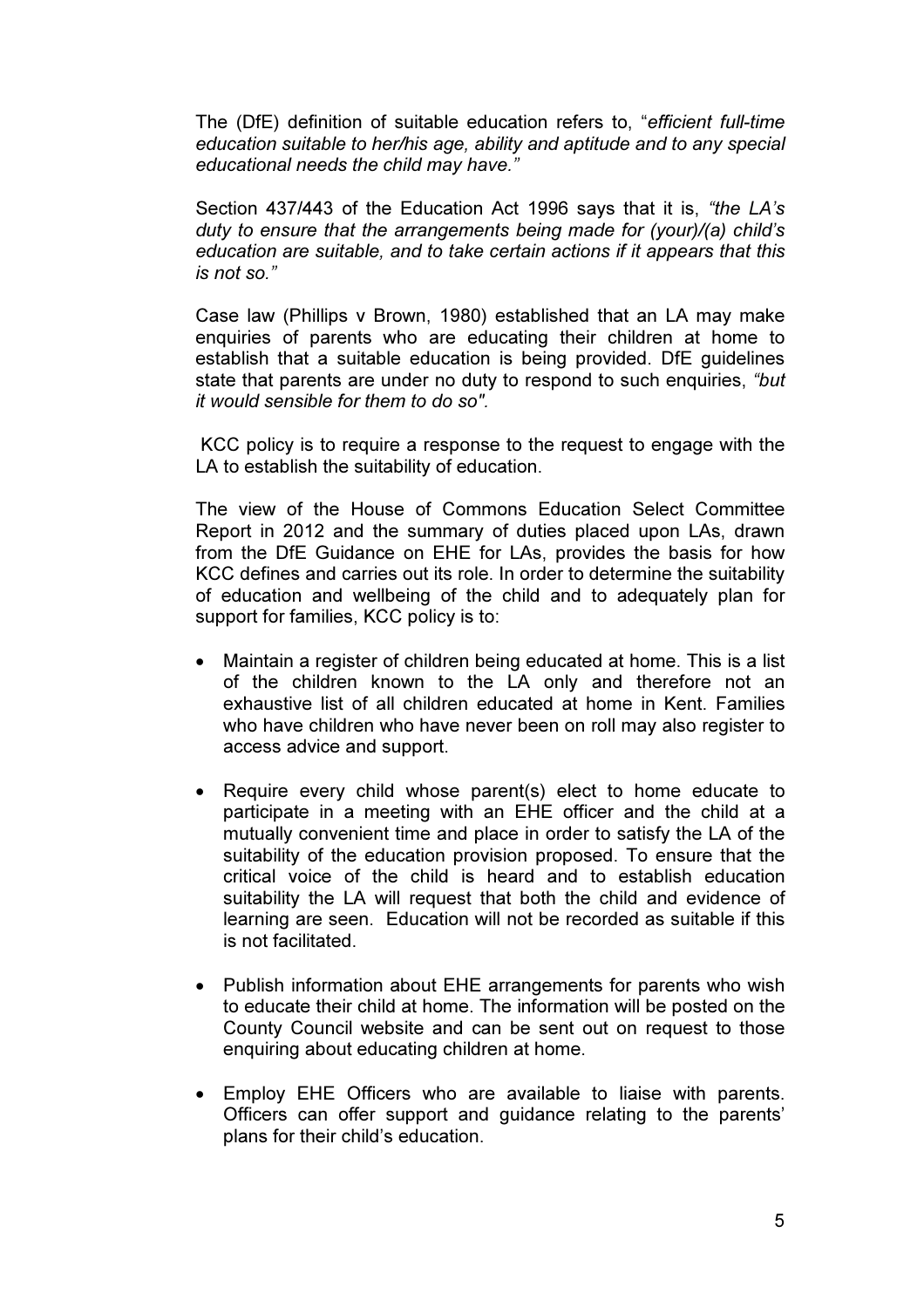The (DfE) definition of suitable education refers to, "*efficient full-time education suitable to her/his age, ability and aptitude and to any special educational needs the child may have.*"

Section 437/443 of the Education Act 1996 says that it is, *"the LA's duty to ensure that the arrangements being made for (your)/(a) child's education are suitable, and to take certain actions if it appears that this is not so."*

Case law (Phillips v Brown, 1980) established that an LA may make enquiries of parents who are educating their children at home to establish that a suitable education is being provided. DfE guidelines state that parents are under no duty to respond to such enquiries, *"but it would sensible for them to do so".*

KCC policy is to require a response to the request to engage with the LA to establish the suitability of education.

The view of the House of Commons Education Select Committee Report in 2012 and the summary of duties placed upon LAs, drawn from the DfE Guidance on EHE for LAs, provides the basis for how KCC defines and carries out its role. In order to determine the suitability of education and wellbeing of the child and to adequately plan for support for families, KCC policy is to:

- Maintain a register of children being educated at home. This is a list of the children known to the LA only and therefore not an exhaustive list of all children educated at home in Kent. Families who have children who have never been on roll may also register to access advice and support.

- Require every child whose parent(s) elect to home educate to participate in a meeting with an EHE officer and the child at a mutually convenient time and place in order to satisfy the LA of the suitability of the education provision proposed. To ensure that the critical voice of the child is heard and to establish education suitability the LA will request that both the child and evidence of learning are seen. Education will not be recorded as suitable if this is not facilitated.

- Publish information about EHE arrangements for parents who wish to educate their child at home. The information will be posted on the County Council website and can be sent out on request to those enquiring about educating children at home.

- Employ EHE Officers who are available to liaise with parents. Officers can offer support and guidance relating to the parents' plans for their child's education.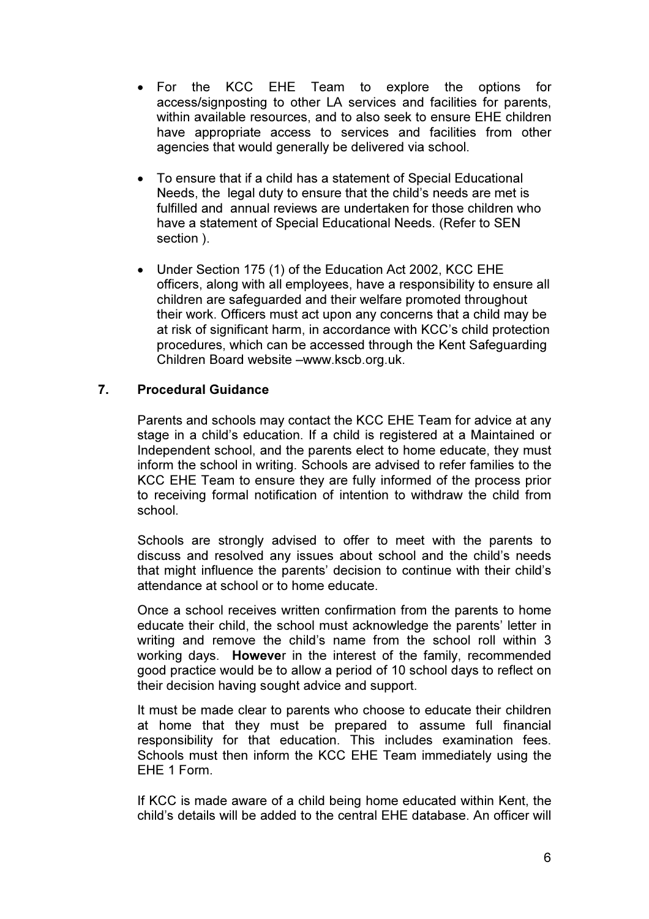- For the KCC EHE Team to explore the options for access/signposting to other LA services and facilities for parents, within available resources, and to also seek to ensure EHE children have appropriate access to services and facilities from other agencies that would generally be delivered via school.

- To ensure that if a child has a statement of Special Educational Needs, the legal duty to ensure that the child's needs are met is fulfilled and annual reviews are undertaken for those children who have a statement of Special Educational Needs. (Refer to SEN section ).

- Under Section 175 (1) of the Education Act 2002, KCC EHE officers, along with all employees, have a responsibility to ensure all children are safeguarded and their welfare promoted throughout their work. Officers must act upon any concerns that a child may be at risk of significant harm, in accordance with KCC's child protection procedures, which can be accessed through the Kent Safeguarding Children Board website –www.kscb.org.uk.

## 7. Procedural Guidance

Parents and schools may contact the KCC EHE Team for advice at any stage in a child's education. If a child is registered at a Maintained or Independent school, and the parents elect to home educate, they must inform the school in writing. Schools are advised to refer families to the KCC EHE Team to ensure they are fully informed of the process prior to receiving formal notification of intention to withdraw the child from school.

Schools are strongly advised to offer to meet with the parents to discuss and resolved any issues about school and the child's needs that might influence the parents' decision to continue with their child's attendance at school or to home educate.

Once a school receives written confirmation from the parents to home educate their child, the school must acknowledge the parents' letter in writing and remove the child's name from the school roll within 3 working days. **Howeve**r in the interest of the family, recommended good practice would be to allow a period of 10 school days to reflect on their decision having sought advice and support.

It must be made clear to parents who choose to educate their children at home that they must be prepared to assume full financial responsibility for that education. This includes examination fees. Schools must then inform the KCC EHE Team immediately using the EHE 1 Form.

If KCC is made aware of a child being home educated within Kent, the child's details will be added to the central EHE database. An officer will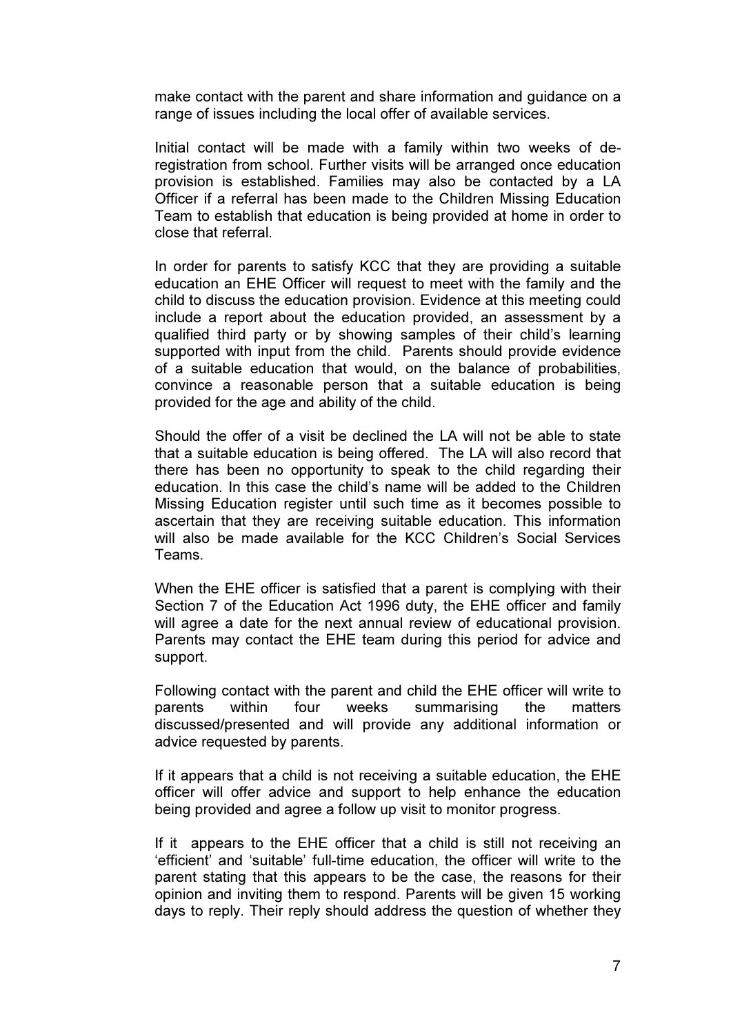make contact with the parent and share information and guidance on a range of issues including the local offer of available services.

Initial contact will be made with a family within two weeks of de-registration from school. Further visits will be arranged once education provision is established. Families may also be contacted by a LA Officer if a referral has been made to the Children Missing Education Team to establish that education is being provided at home in order to close that referral.

In order for parents to satisfy KCC that they are providing a suitable education an EHE Officer will request to meet with the family and the child to discuss the education provision. Evidence at this meeting could include a report about the education provided, an assessment by a qualified third party or by showing samples of their child's learning supported with input from the child. Parents should provide evidence of a suitable education that would, on the balance of probabilities, convince a reasonable person that a suitable education is being provided for the age and ability of the child.

Should the offer of a visit be declined the LA will not be able to state that a suitable education is being offered. The LA will also record that there has been no opportunity to speak to the child regarding their education. In this case the child's name will be added to the Children Missing Education register until such time as it becomes possible to ascertain that they are receiving suitable education. This information will also be made available for the KCC Children's Social Services Teams.

When the EHE officer is satisfied that a parent is complying with their Section 7 of the Education Act 1996 duty, the EHE officer and family will agree a date for the next annual review of educational provision. Parents may contact the EHE team during this period for advice and support.

Following contact with the parent and child the EHE officer will write to parents within four weeks summarising the matters discussed/presented and will provide any additional information or advice requested by parents.

If it appears that a child is not receiving a suitable education, the EHE officer will offer advice and support to help enhance the education being provided and agree a follow up visit to monitor progress.

If it appears to the EHE officer that a child is still not receiving an 'efficient' and 'suitable' full-time education, the officer will write to the parent stating that this appears to be the case, the reasons for their opinion and inviting them to respond. Parents will be given 15 working days to reply. Their reply should address the question of whether they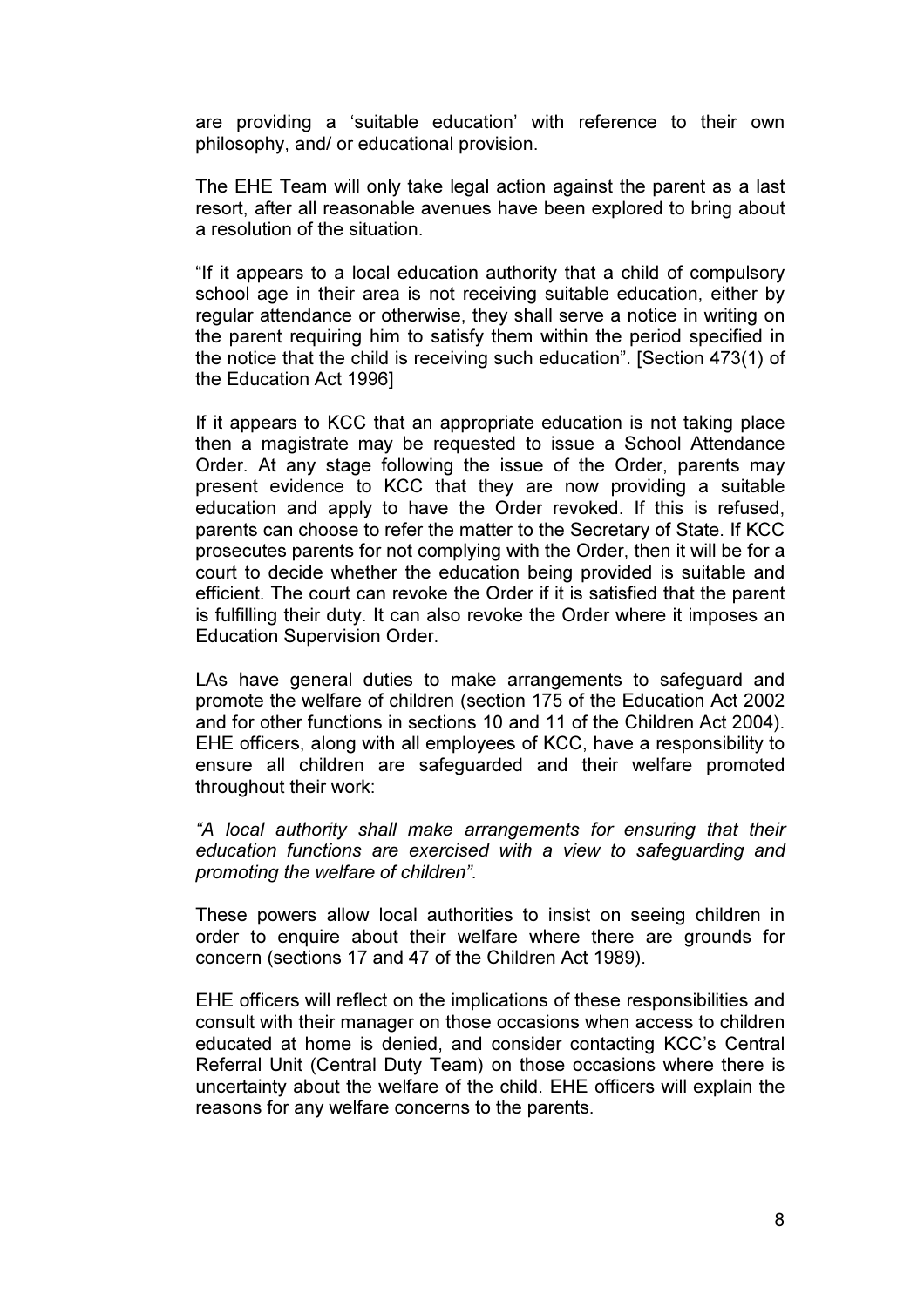are providing a 'suitable education' with reference to their own philosophy, and/ or educational provision.

The EHE Team will only take legal action against the parent as a last resort, after all reasonable avenues have been explored to bring about a resolution of the situation.

"If it appears to a local education authority that a child of compulsory school age in their area is not receiving suitable education, either by regular attendance or otherwise, they shall serve a notice in writing on the parent requiring him to satisfy them within the period specified in the notice that the child is receiving such education". [Section 473(1) of the Education Act 1996]

If it appears to KCC that an appropriate education is not taking place then a magistrate may be requested to issue a School Attendance Order. At any stage following the issue of the Order, parents may present evidence to KCC that they are now providing a suitable education and apply to have the Order revoked. If this is refused, parents can choose to refer the matter to the Secretary of State. If KCC prosecutes parents for not complying with the Order, then it will be for a court to decide whether the education being provided is suitable and efficient. The court can revoke the Order if it is satisfied that the parent is fulfilling their duty. It can also revoke the Order where it imposes an Education Supervision Order.

LAs have general duties to make arrangements to safeguard and promote the welfare of children (section 175 of the Education Act 2002 and for other functions in sections 10 and 11 of the Children Act 2004). EHE officers, along with all employees of KCC, have a responsibility to ensure all children are safeguarded and their welfare promoted throughout their work:

*"A local authority shall make arrangements for ensuring that their education functions are exercised with a view to safeguarding and promoting the welfare of children".*

These powers allow local authorities to insist on seeing children in order to enquire about their welfare where there are grounds for concern (sections 17 and 47 of the Children Act 1989).

EHE officers will reflect on the implications of these responsibilities and consult with their manager on those occasions when access to children educated at home is denied, and consider contacting KCC's Central Referral Unit (Central Duty Team) on those occasions where there is uncertainty about the welfare of the child. EHE officers will explain the reasons for any welfare concerns to the parents.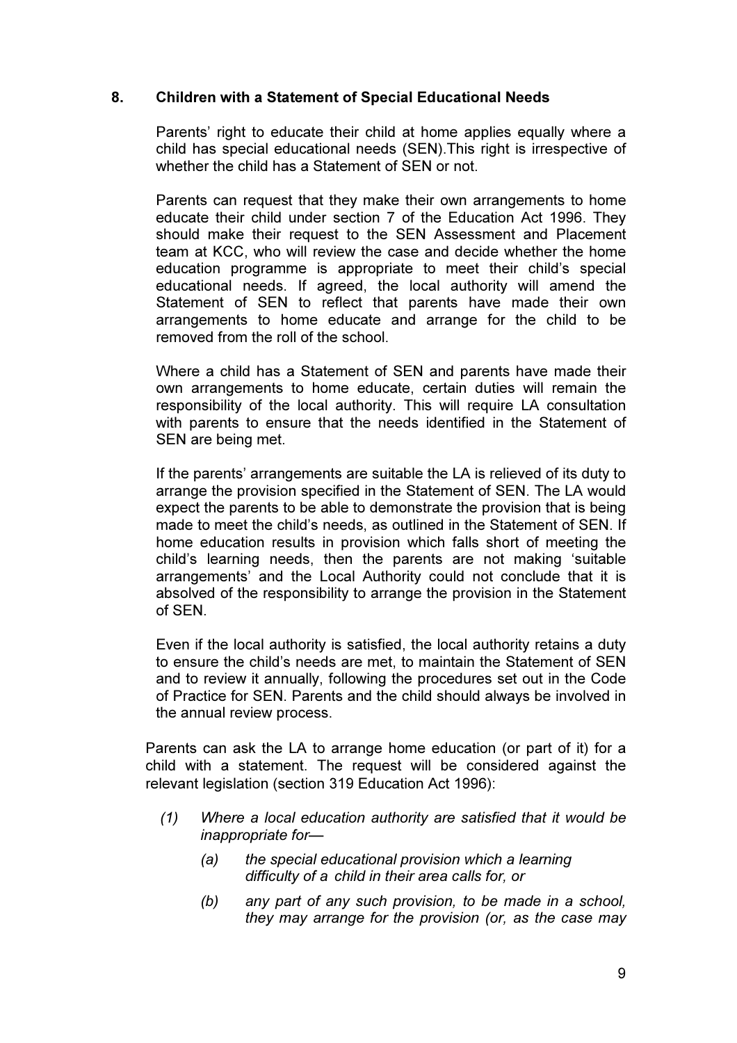## 8. Children with a Statement of Special Educational Needs

Parents' right to educate their child at home applies equally where a child has special educational needs (SEN).This right is irrespective of whether the child has a Statement of SEN or not.

Parents can request that they make their own arrangements to home educate their child under section 7 of the Education Act 1996. They should make their request to the SEN Assessment and Placement team at KCC, who will review the case and decide whether the home education programme is appropriate to meet their child's special educational needs. If agreed, the local authority will amend the Statement of SEN to reflect that parents have made their own arrangements to home educate and arrange for the child to be removed from the roll of the school.

Where a child has a Statement of SEN and parents have made their own arrangements to home educate, certain duties will remain the responsibility of the local authority. This will require LA consultation with parents to ensure that the needs identified in the Statement of SEN are being met.

If the parents' arrangements are suitable the LA is relieved of its duty to arrange the provision specified in the Statement of SEN. The LA would expect the parents to be able to demonstrate the provision that is being made to meet the child's needs, as outlined in the Statement of SEN. If home education results in provision which falls short of meeting the child's learning needs, then the parents are not making 'suitable arrangements' and the Local Authority could not conclude that it is absolved of the responsibility to arrange the provision in the Statement of SEN.

Even if the local authority is satisfied, the local authority retains a duty to ensure the child's needs are met, to maintain the Statement of SEN and to review it annually, following the procedures set out in the Code of Practice for SEN. Parents and the child should always be involved in the annual review process.

Parents can ask the LA to arrange home education (or part of it) for a child with a statement. The request will be considered against the relevant legislation (section 319 Education Act 1996):

*(1) Where a local education authority are satisfied that it would be inappropriate for—*

*(a) the special educational provision which a learning difficulty of a child in their area calls for, or*

*(b) any part of any such provision, to be made in a school, they may arrange for the provision (or, as the case may*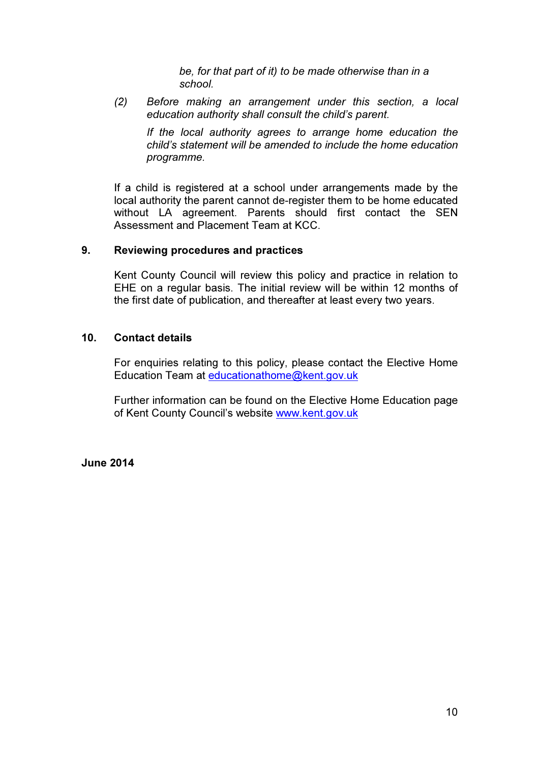*be, for that part of it) to be made otherwise than in a school.*

*(2) Before making an arrangement under this section, a local education authority shall consult the child's parent.*

*If the local authority agrees to arrange home education the child's statement will be amended to include the home education programme.*

If a child is registered at a school under arrangements made by the local authority the parent cannot de-register them to be home educated without LA agreement. Parents should first contact the SEN Assessment and Placement Team at KCC.

## 9. Reviewing procedures and practices

Kent County Council will review this policy and practice in relation to EHE on a regular basis. The initial review will be within 12 months of the first date of publication, and thereafter at least every two years.

## 10. Contact details

For enquiries relating to this policy, please contact the Elective Home Education Team at educationathome@kent.gov.uk

Further information can be found on the Elective Home Education page of Kent County Council's website www.kent.gov.uk

**June 2014**